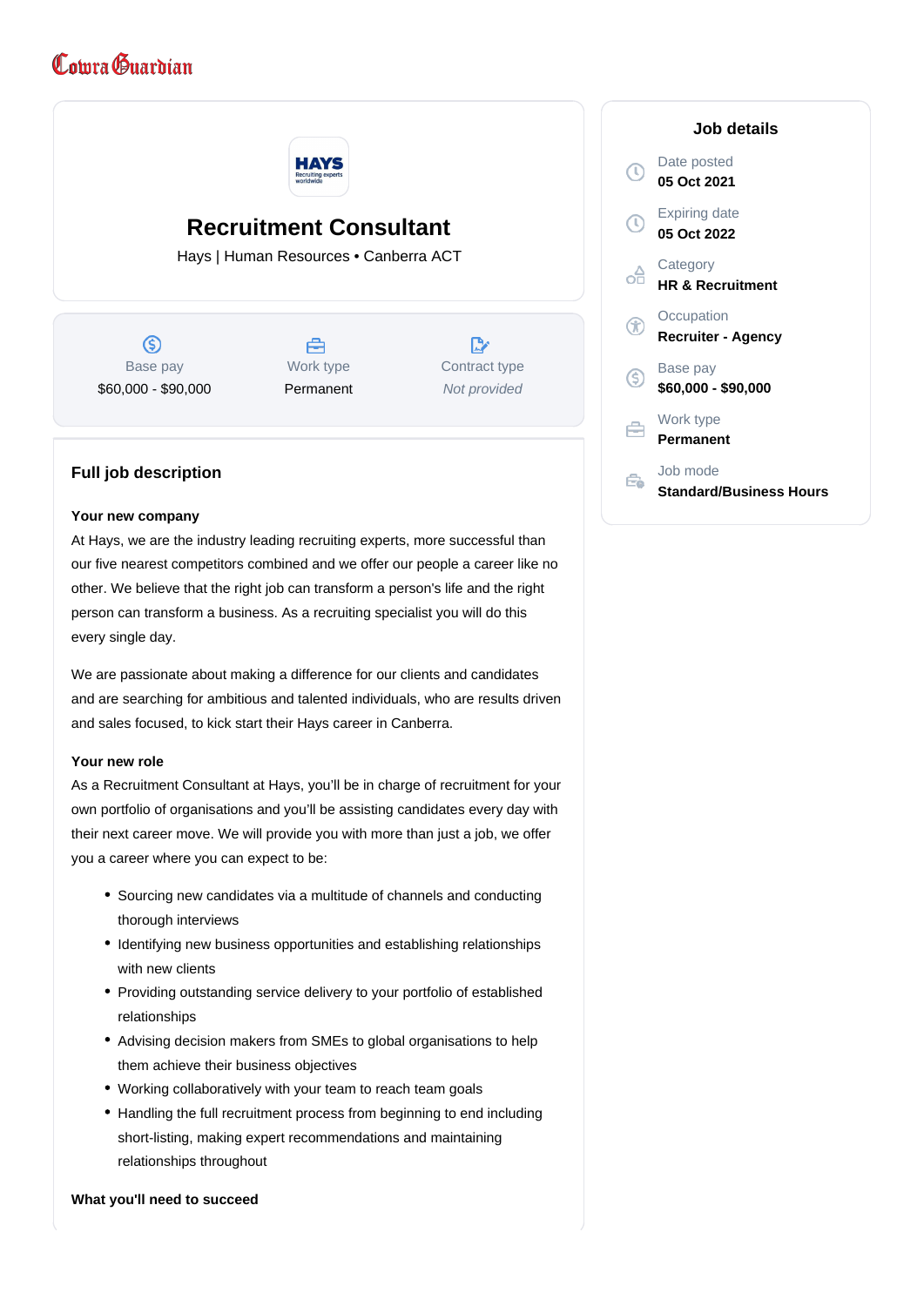Cowra Guardian

# Recruitment Consultant

Hays | Human Resources • Canberra ACT

| Base pay | Work type | Contract type |
|---|---|---|
| $60,000 - $90,000 | Permanent | *Not provided* |

## Job details

Date posted
**05 Oct 2021**

Expiring date
**05 Oct 2022**

Category
**HR & Recruitment**

Occupation
**Recruiter - Agency**

Base pay
**$60,000 - $90,000**

Work type
**Permanent**

Job mode
**Standard/Business Hours**

## Full job description

### Your new company

At Hays, we are the industry leading recruiting experts, more successful than our five nearest competitors combined and we offer our people a career like no other. We believe that the right job can transform a person's life and the right person can transform a business. As a recruiting specialist you will do this every single day.

We are passionate about making a difference for our clients and candidates and are searching for ambitious and talented individuals, who are results driven and sales focused, to kick start their Hays career in Canberra.

### Your new role

As a Recruitment Consultant at Hays, you'll be in charge of recruitment for your own portfolio of organisations and you'll be assisting candidates every day with their next career move. We will provide you with more than just a job, we offer you a career where you can expect to be:

- Sourcing new candidates via a multitude of channels and conducting thorough interviews
- Identifying new business opportunities and establishing relationships with new clients
- Providing outstanding service delivery to your portfolio of established relationships
- Advising decision makers from SMEs to global organisations to help them achieve their business objectives
- Working collaboratively with your team to reach team goals
- Handling the full recruitment process from beginning to end including short-listing, making expert recommendations and maintaining relationships throughout

### What you'll need to succeed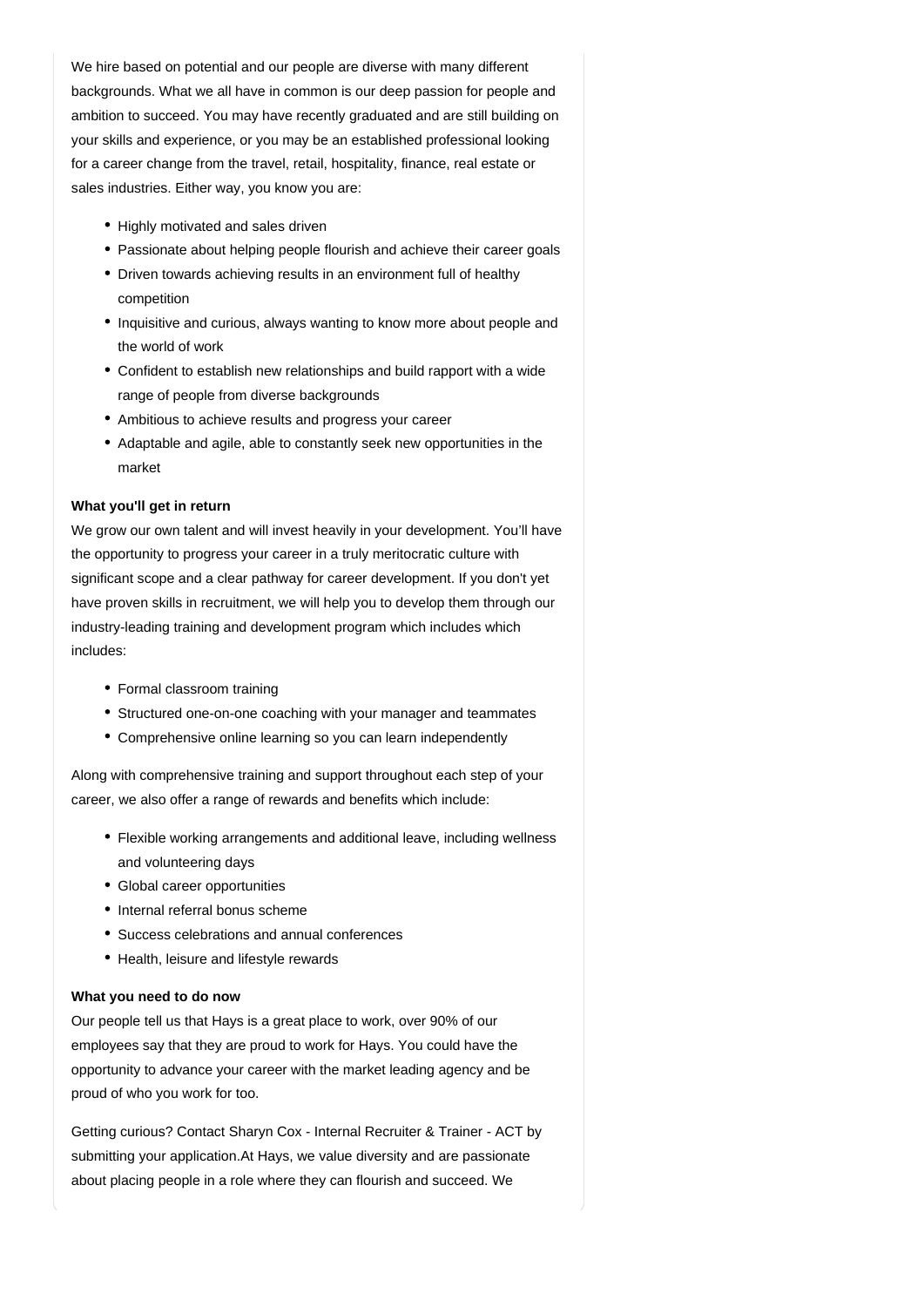We hire based on potential and our people are diverse with many different backgrounds. What we all have in common is our deep passion for people and ambition to succeed. You may have recently graduated and are still building on your skills and experience, or you may be an established professional looking for a career change from the travel, retail, hospitality, finance, real estate or sales industries. Either way, you know you are:

- Highly motivated and sales driven
- Passionate about helping people flourish and achieve their career goals
- Driven towards achieving results in an environment full of healthy competition
- Inquisitive and curious, always wanting to know more about people and the world of work
- Confident to establish new relationships and build rapport with a wide range of people from diverse backgrounds
- Ambitious to achieve results and progress your career
- Adaptable and agile, able to constantly seek new opportunities in the market

**What you'll get in return**

We grow our own talent and will invest heavily in your development. You'll have the opportunity to progress your career in a truly meritocratic culture with significant scope and a clear pathway for career development. If you don't yet have proven skills in recruitment, we will help you to develop them through our industry-leading training and development program which includes which includes:

- Formal classroom training
- Structured one-on-one coaching with your manager and teammates
- Comprehensive online learning so you can learn independently

Along with comprehensive training and support throughout each step of your career, we also offer a range of rewards and benefits which include:

- Flexible working arrangements and additional leave, including wellness and volunteering days
- Global career opportunities
- Internal referral bonus scheme
- Success celebrations and annual conferences
- Health, leisure and lifestyle rewards

**What you need to do now**

Our people tell us that Hays is a great place to work, over 90% of our employees say that they are proud to work for Hays. You could have the opportunity to advance your career with the market leading agency and be proud of who you work for too.

Getting curious? Contact Sharyn Cox - Internal Recruiter & Trainer - ACT by submitting your application.At Hays, we value diversity and are passionate about placing people in a role where they can flourish and succeed. We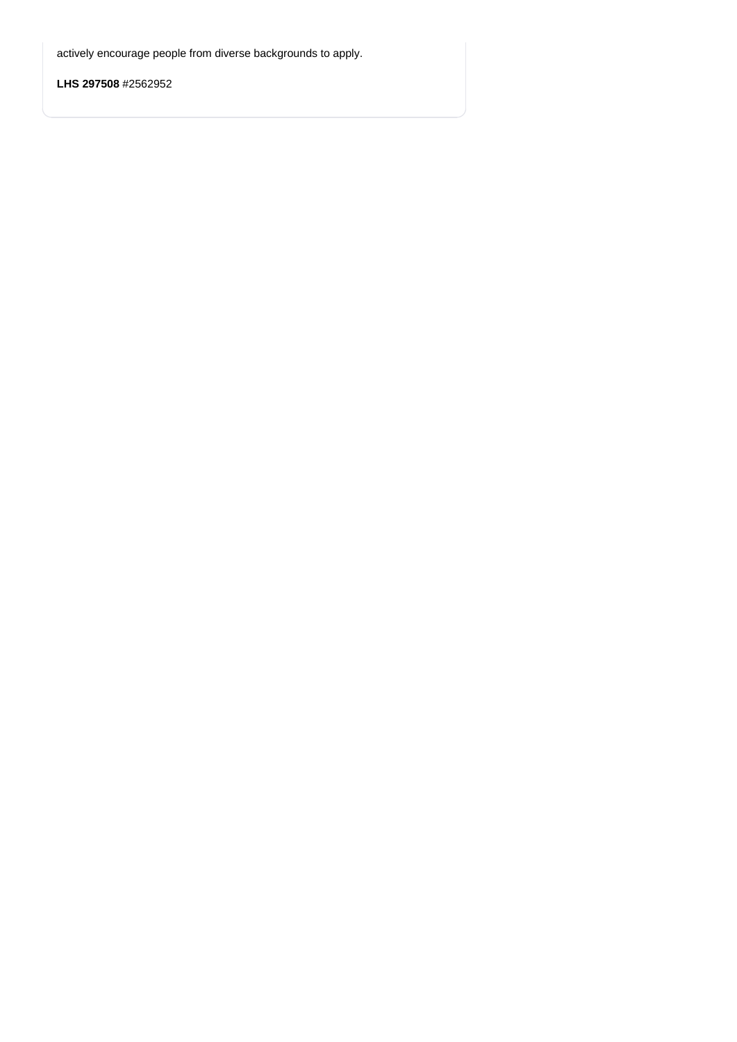actively encourage people from diverse backgrounds to apply.

**LHS 297508** #2562952